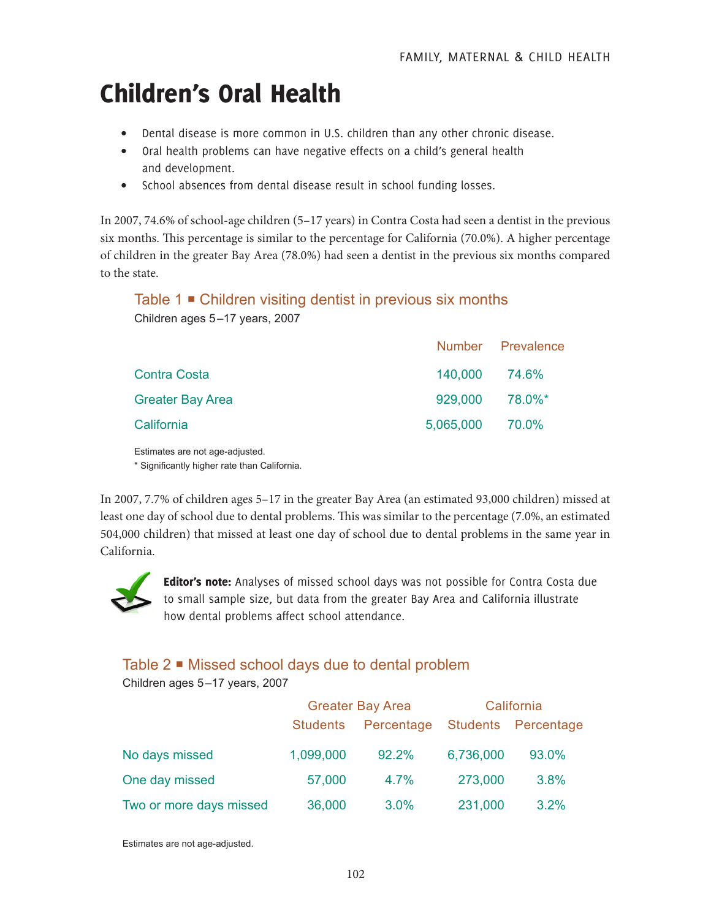# Children's Oral Health

- Dental disease is more common in U.S. children than any other chronic disease.
- Oral health problems can have negative effects on a child's general health and development.
- School absences from dental disease result in school funding losses.

In 2007, 74.6% of school-age children (5–17 years) in Contra Costa had seen a dentist in the previous six months. This percentage is similar to the percentage for California (70.0%). A higher percentage of children in the greater Bay Area (78.0%) had seen a dentist in the previous six months compared to the state.

### Table 1 ■ Children visiting dentist in previous six months

Children ages 5–17 years, 2007

| | Number | Prevalence |
|---|---|---|
| Contra Costa | 140,000 | 74.6% |
| Greater Bay Area | 929,000 | 78.0%* |
| California | 5,065,000 | 70.0% |

Estimates are not age-adjusted.
* Significantly higher rate than California.

In 2007, 7.7% of children ages 5–17 in the greater Bay Area (an estimated 93,000 children) missed at least one day of school due to dental problems. This was similar to the percentage (7.0%, an estimated 504,000 children) that missed at least one day of school due to dental problems in the same year in California.

**Editor's note:** Analyses of missed school days was not possible for Contra Costa due to small sample size, but data from the greater Bay Area and California illustrate how dental problems affect school attendance.

### Table 2 ■ Missed school days due to dental problem

Children ages 5–17 years, 2007

| | Greater Bay Area | | California | |
|---|---|---|---|---|
| | Students | Percentage | Students | Percentage |
| No days missed | 1,099,000 | 92.2% | 6,736,000 | 93.0% |
| One day missed | 57,000 | 4.7% | 273,000 | 3.8% |
| Two or more days missed | 36,000 | 3.0% | 231,000 | 3.2% |

Estimates are not age-adjusted.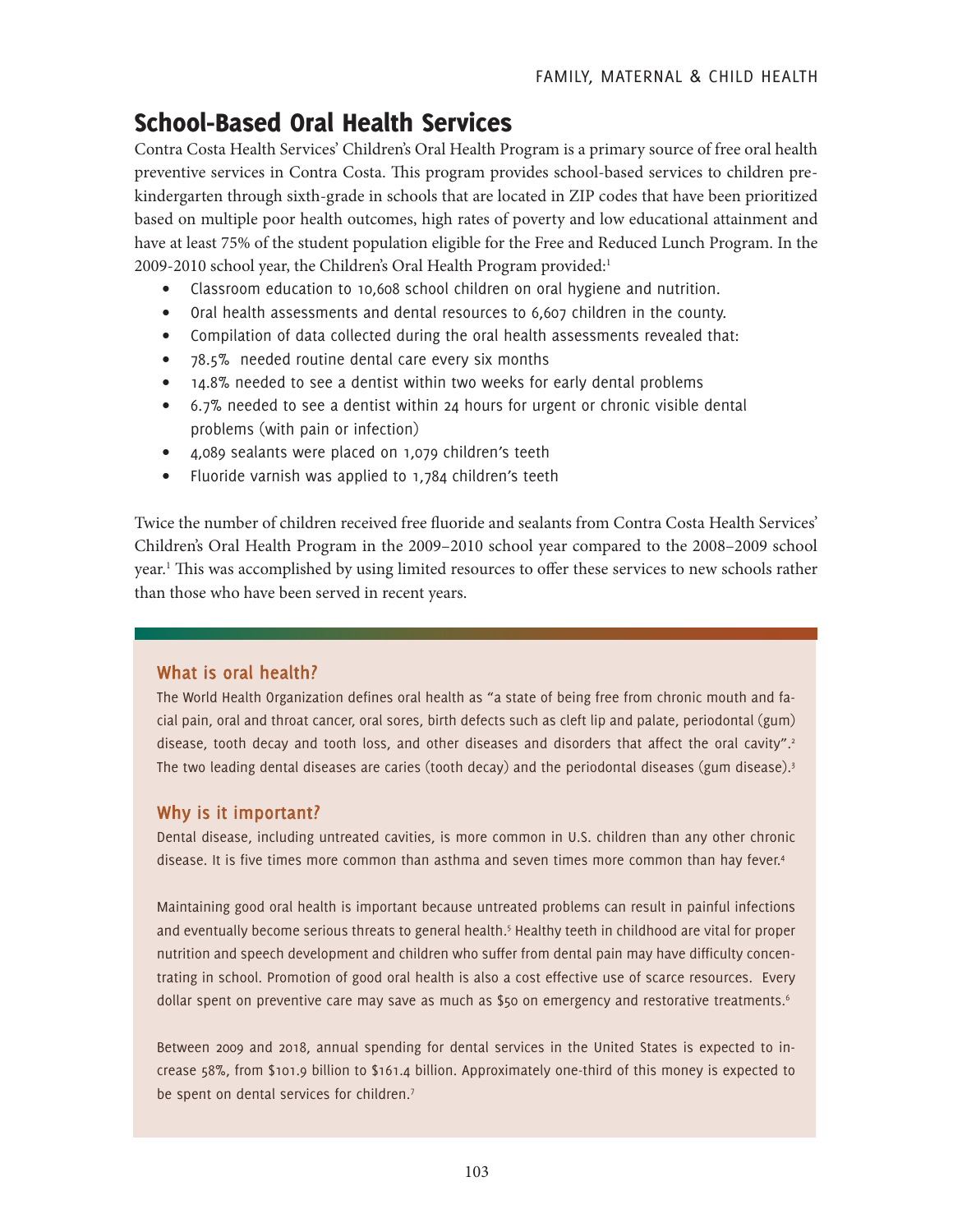## School-Based Oral Health Services

Contra Costa Health Services' Children's Oral Health Program is a primary source of free oral health preventive services in Contra Costa. This program provides school-based services to children pre-kindergarten through sixth-grade in schools that are located in ZIP codes that have been prioritized based on multiple poor health outcomes, high rates of poverty and low educational attainment and have at least 75% of the student population eligible for the Free and Reduced Lunch Program. In the 2009-2010 school year, the Children's Oral Health Program provided:[1]

- Classroom education to 10,608 school children on oral hygiene and nutrition.
- Oral health assessments and dental resources to 6,607 children in the county.
- Compilation of data collected during the oral health assessments revealed that:
- 78.5% needed routine dental care every six months
- 14.8% needed to see a dentist within two weeks for early dental problems
- 6.7% needed to see a dentist within 24 hours for urgent or chronic visible dental problems (with pain or infection)
- 4,089 sealants were placed on 1,079 children's teeth
- Fluoride varnish was applied to 1,784 children's teeth

Twice the number of children received free fluoride and sealants from Contra Costa Health Services' Children's Oral Health Program in the 2009–2010 school year compared to the 2008–2009 school year.[1] This was accomplished by using limited resources to offer these services to new schools rather than those who have been served in recent years.

### What is oral health?

The World Health Organization defines oral health as "a state of being free from chronic mouth and facial pain, oral and throat cancer, oral sores, birth defects such as cleft lip and palate, periodontal (gum) disease, tooth decay and tooth loss, and other diseases and disorders that affect the oral cavity".[2] The two leading dental diseases are caries (tooth decay) and the periodontal diseases (gum disease).[3]

### Why is it important?

Dental disease, including untreated cavities, is more common in U.S. children than any other chronic disease. It is five times more common than asthma and seven times more common than hay fever.[4]

Maintaining good oral health is important because untreated problems can result in painful infections and eventually become serious threats to general health.[5] Healthy teeth in childhood are vital for proper nutrition and speech development and children who suffer from dental pain may have difficulty concentrating in school. Promotion of good oral health is also a cost effective use of scarce resources. Every dollar spent on preventive care may save as much as $50 on emergency and restorative treatments.[6]

Between 2009 and 2018, annual spending for dental services in the United States is expected to increase 58%, from $101.9 billion to $161.4 billion. Approximately one-third of this money is expected to be spent on dental services for children.[7]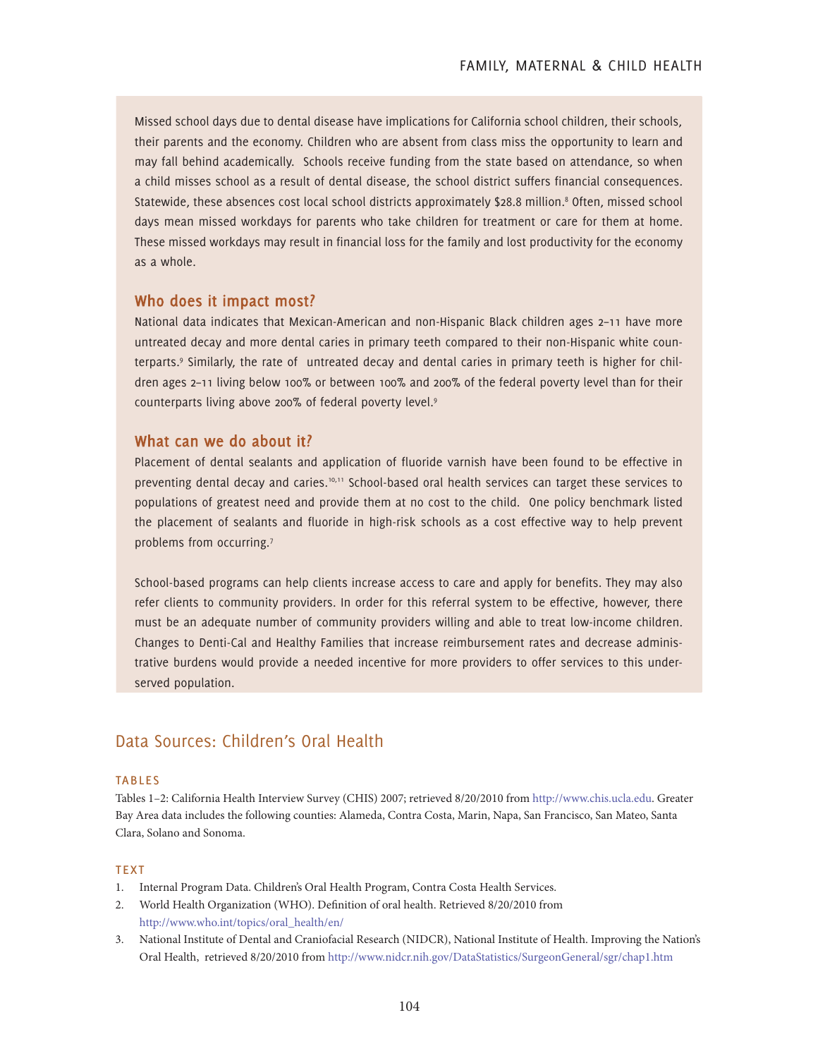Missed school days due to dental disease have implications for California school children, their schools, their parents and the economy. Children who are absent from class miss the opportunity to learn and may fall behind academically. Schools receive funding from the state based on attendance, so when a child misses school as a result of dental disease, the school district suffers financial consequences. Statewide, these absences cost local school districts approximately $28.8 million.[8] Often, missed school days mean missed workdays for parents who take children for treatment or care for them at home. These missed workdays may result in financial loss for the family and lost productivity for the economy as a whole.

### Who does it impact most?

National data indicates that Mexican-American and non-Hispanic Black children ages 2–11 have more untreated decay and more dental caries in primary teeth compared to their non-Hispanic white counterparts.[9] Similarly, the rate of untreated decay and dental caries in primary teeth is higher for children ages 2–11 living below 100% or between 100% and 200% of the federal poverty level than for their counterparts living above 200% of federal poverty level.[9]

### What can we do about it?

Placement of dental sealants and application of fluoride varnish have been found to be effective in preventing dental decay and caries.[10,11] School-based oral health services can target these services to populations of greatest need and provide them at no cost to the child. One policy benchmark listed the placement of sealants and fluoride in high-risk schools as a cost effective way to help prevent problems from occurring.[7]

School-based programs can help clients increase access to care and apply for benefits. They may also refer clients to community providers. In order for this referral system to be effective, however, there must be an adequate number of community providers willing and able to treat low-income children. Changes to Denti-Cal and Healthy Families that increase reimbursement rates and decrease administrative burdens would provide a needed incentive for more providers to offer services to this underserved population.

## Data Sources: Children's Oral Health

#### TABLES

Tables 1–2: California Health Interview Survey (CHIS) 2007; retrieved 8/20/2010 from http://www.chis.ucla.edu. Greater Bay Area data includes the following counties: Alameda, Contra Costa, Marin, Napa, San Francisco, San Mateo, Santa Clara, Solano and Sonoma.

#### TEXT

1. Internal Program Data. Children's Oral Health Program, Contra Costa Health Services.
2. World Health Organization (WHO). Definition of oral health. Retrieved 8/20/2010 from http://www.who.int/topics/oral_health/en/
3. National Institute of Dental and Craniofacial Research (NIDCR), National Institute of Health. Improving the Nation's Oral Health, retrieved 8/20/2010 from http://www.nidcr.nih.gov/DataStatistics/SurgeonGeneral/sgr/chap1.htm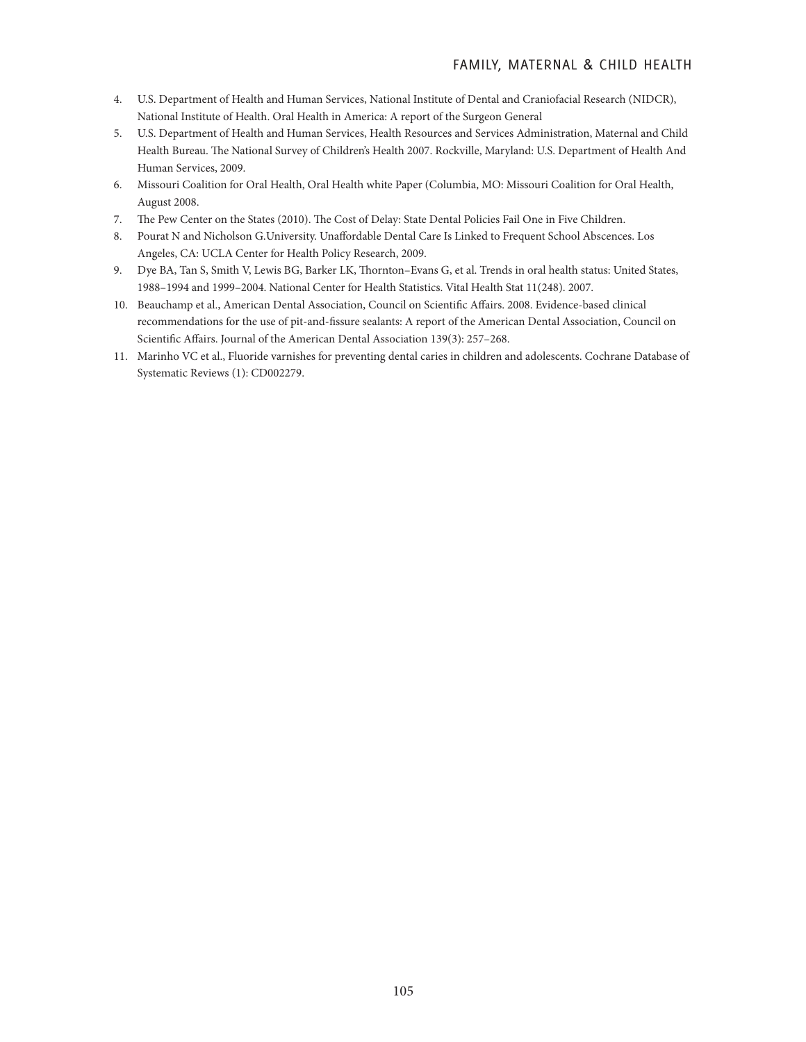4. U.S. Department of Health and Human Services, National Institute of Dental and Craniofacial Research (NIDCR), National Institute of Health. Oral Health in America: A report of the Surgeon General
5. U.S. Department of Health and Human Services, Health Resources and Services Administration, Maternal and Child Health Bureau. The National Survey of Children's Health 2007. Rockville, Maryland: U.S. Department of Health And Human Services, 2009.
6. Missouri Coalition for Oral Health, Oral Health white Paper (Columbia, MO: Missouri Coalition for Oral Health, August 2008.
7. The Pew Center on the States (2010). The Cost of Delay: State Dental Policies Fail One in Five Children.
8. Pourat N and Nicholson G.University. Unaffordable Dental Care Is Linked to Frequent School Abscences. Los Angeles, CA: UCLA Center for Health Policy Research, 2009.
9. Dye BA, Tan S, Smith V, Lewis BG, Barker LK, Thornton–Evans G, et al. Trends in oral health status: United States, 1988–1994 and 1999–2004. National Center for Health Statistics. Vital Health Stat 11(248). 2007.
10. Beauchamp et al., American Dental Association, Council on Scientific Affairs. 2008. Evidence-based clinical recommendations for the use of pit-and-fissure sealants: A report of the American Dental Association, Council on Scientific Affairs. Journal of the American Dental Association 139(3): 257–268.
11. Marinho VC et al., Fluoride varnishes for preventing dental caries in children and adolescents. Cochrane Database of Systematic Reviews (1): CD002279.